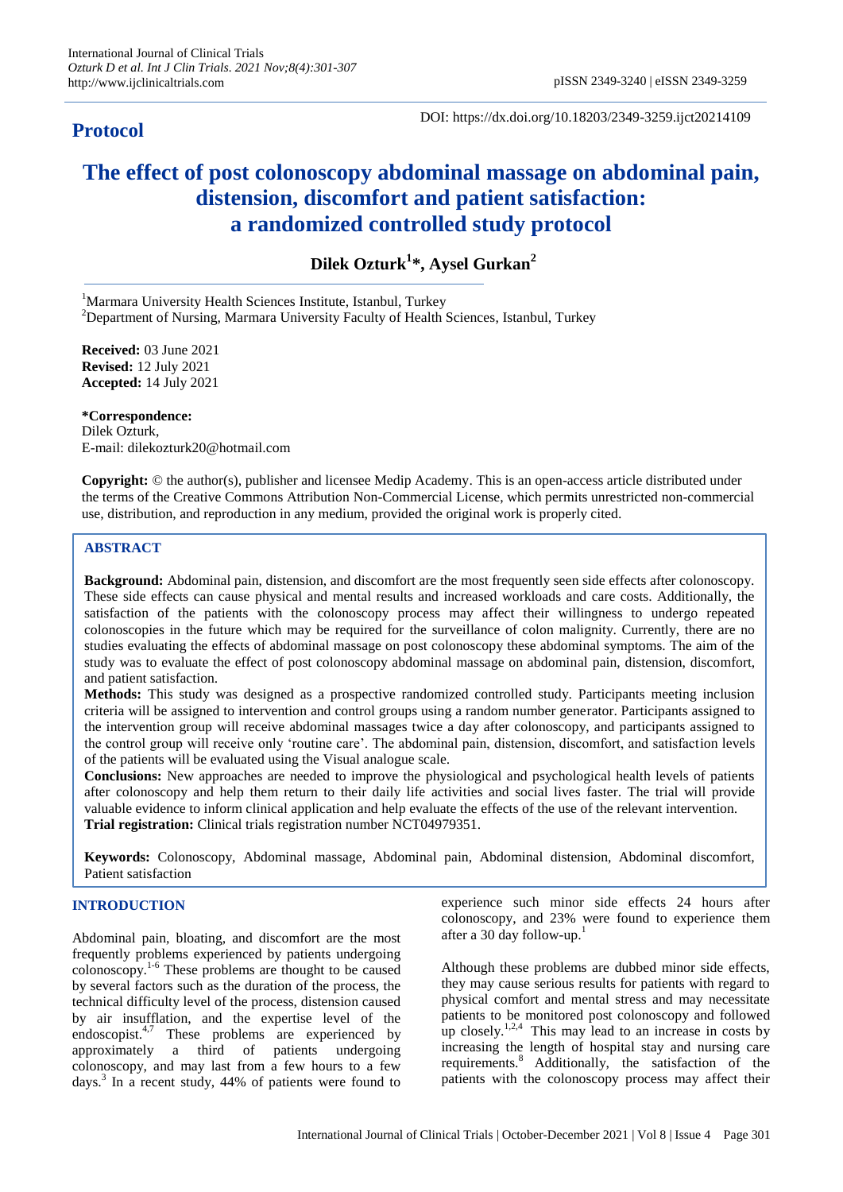# Protocol

DOI: https://dx.doi.org/10.18203/2349-3259.ijct20214109

# The effect of post colonoscopy abdominal massage on abdominal pain, distension, discomfort and patient satisfaction: a randomized controlled study protocol

**Dilek Ozturk[1]*, Aysel Gurkan[2]**

[1]Marmara University Health Sciences Institute, Istanbul, Turkey
[2]Department of Nursing, Marmara University Faculty of Health Sciences, Istanbul, Turkey

**Received:** 03 June 2021
**Revised:** 12 July 2021
**Accepted:** 14 July 2021

***Correspondence:**
Dilek Ozturk,
E-mail: dilekozturk20@hotmail.com

**Copyright:** © the author(s), publisher and licensee Medip Academy. This is an open-access article distributed under the terms of the Creative Commons Attribution Non-Commercial License, which permits unrestricted non-commercial use, distribution, and reproduction in any medium, provided the original work is properly cited.

## ABSTRACT

**Background:** Abdominal pain, distension, and discomfort are the most frequently seen side effects after colonoscopy. These side effects can cause physical and mental results and increased workloads and care costs. Additionally, the satisfaction of the patients with the colonoscopy process may affect their willingness to undergo repeated colonoscopies in the future which may be required for the surveillance of colon malignity. Currently, there are no studies evaluating the effects of abdominal massage on post colonoscopy these abdominal symptoms. The aim of the study was to evaluate the effect of post colonoscopy abdominal massage on abdominal pain, distension, discomfort, and patient satisfaction.

**Methods:** This study was designed as a prospective randomized controlled study. Participants meeting inclusion criteria will be assigned to intervention and control groups using a random number generator. Participants assigned to the intervention group will receive abdominal massages twice a day after colonoscopy, and participants assigned to the control group will receive only 'routine care'. The abdominal pain, distension, discomfort, and satisfaction levels of the patients will be evaluated using the Visual analogue scale.

**Conclusions:** New approaches are needed to improve the physiological and psychological health levels of patients after colonoscopy and help them return to their daily life activities and social lives faster. The trial will provide valuable evidence to inform clinical application and help evaluate the effects of the use of the relevant intervention.

**Trial registration:** Clinical trials registration number NCT04979351.

**Keywords:** Colonoscopy, Abdominal massage, Abdominal pain, Abdominal distension, Abdominal discomfort, Patient satisfaction

## INTRODUCTION

Abdominal pain, bloating, and discomfort are the most frequently problems experienced by patients undergoing colonoscopy.[1-6] These problems are thought to be caused by several factors such as the duration of the process, the technical difficulty level of the process, distension caused by air insufflation, and the expertise level of the endoscopist.[4,7] These problems are experienced by approximately a third of patients undergoing colonoscopy, and may last from a few hours to a few days.[3] In a recent study, 44% of patients were found to experience such minor side effects 24 hours after colonoscopy, and 23% were found to experience them after a 30 day follow-up.[1]

Although these problems are dubbed minor side effects, they may cause serious results for patients with regard to physical comfort and mental stress and may necessitate patients to be monitored post colonoscopy and followed up closely.[1,2,4] This may lead to an increase in costs by increasing the length of hospital stay and nursing care requirements.[8] Additionally, the satisfaction of the patients with the colonoscopy process may affect their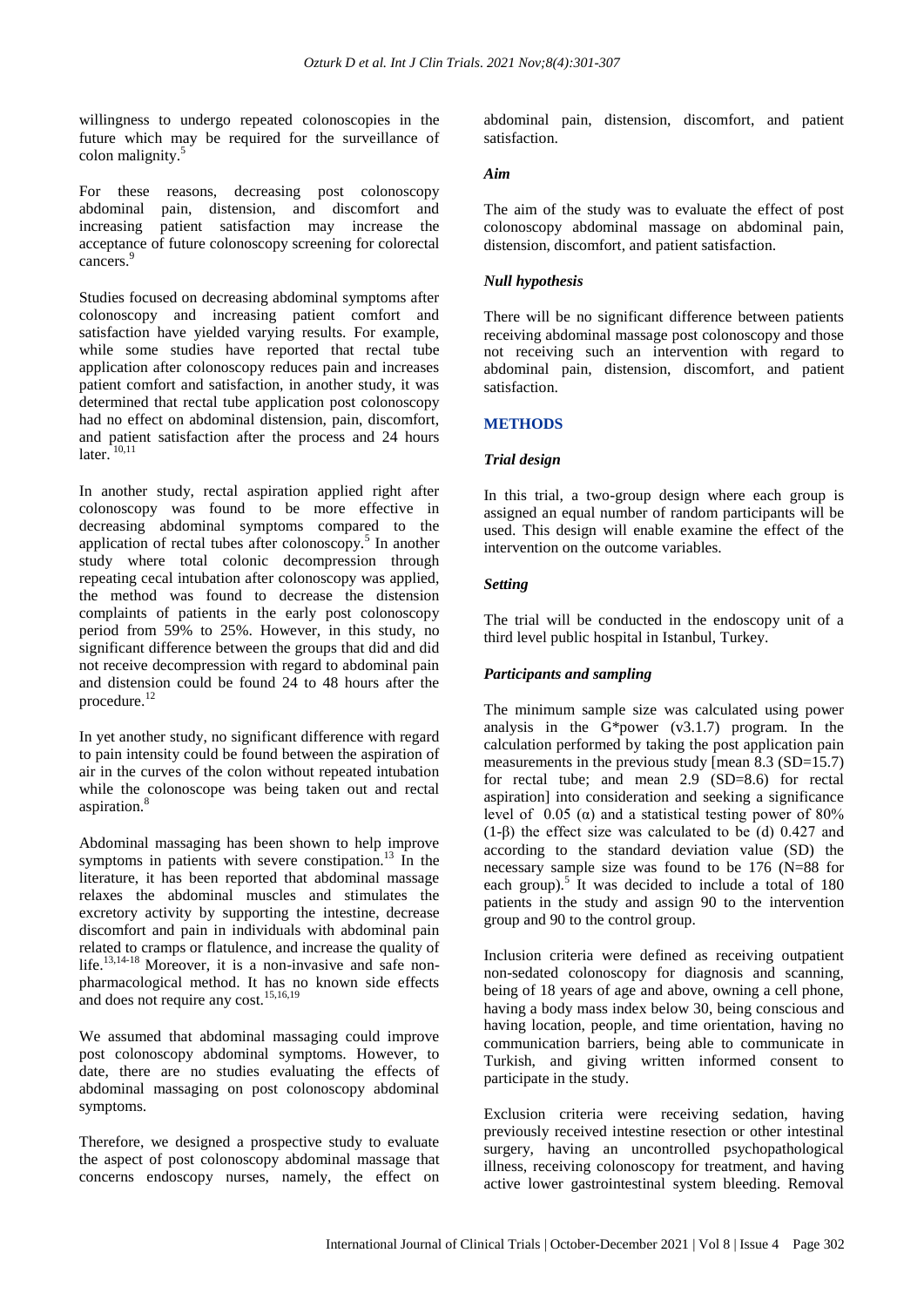willingness to undergo repeated colonoscopies in the future which may be required for the surveillance of colon malignity.[5]

For these reasons, decreasing post colonoscopy abdominal pain, distension, and discomfort and increasing patient satisfaction may increase the acceptance of future colonoscopy screening for colorectal cancers.[9]

Studies focused on decreasing abdominal symptoms after colonoscopy and increasing patient comfort and satisfaction have yielded varying results. For example, while some studies have reported that rectal tube application after colonoscopy reduces pain and increases patient comfort and satisfaction, in another study, it was determined that rectal tube application post colonoscopy had no effect on abdominal distension, pain, discomfort, and patient satisfaction after the process and 24 hours later.[10,11]

In another study, rectal aspiration applied right after colonoscopy was found to be more effective in decreasing abdominal symptoms compared to the application of rectal tubes after colonoscopy.[5] In another study where total colonic decompression through repeating cecal intubation after colonoscopy was applied, the method was found to decrease the distension complaints of patients in the early post colonoscopy period from 59% to 25%. However, in this study, no significant difference between the groups that did and did not receive decompression with regard to abdominal pain and distension could be found 24 to 48 hours after the procedure.[12]

In yet another study, no significant difference with regard to pain intensity could be found between the aspiration of air in the curves of the colon without repeated intubation while the colonoscope was being taken out and rectal aspiration.[8]

Abdominal massaging has been shown to help improve symptoms in patients with severe constipation.[13] In the literature, it has been reported that abdominal massage relaxes the abdominal muscles and stimulates the excretory activity by supporting the intestine, decrease discomfort and pain in individuals with abdominal pain related to cramps or flatulence, and increase the quality of life.[13,14-18] Moreover, it is a non-invasive and safe non-pharmacological method. It has no known side effects and does not require any cost.[15,16,19]

We assumed that abdominal massaging could improve post colonoscopy abdominal symptoms. However, to date, there are no studies evaluating the effects of abdominal massaging on post colonoscopy abdominal symptoms.

Therefore, we designed a prospective study to evaluate the aspect of post colonoscopy abdominal massage that concerns endoscopy nurses, namely, the effect on abdominal pain, distension, discomfort, and patient satisfaction.

### *Aim*

The aim of the study was to evaluate the effect of post colonoscopy abdominal massage on abdominal pain, distension, discomfort, and patient satisfaction.

### *Null hypothesis*

There will be no significant difference between patients receiving abdominal massage post colonoscopy and those not receiving such an intervention with regard to abdominal pain, distension, discomfort, and patient satisfaction.

## METHODS

### *Trial design*

In this trial, a two-group design where each group is assigned an equal number of random participants will be used. This design will enable examine the effect of the intervention on the outcome variables.

### *Setting*

The trial will be conducted in the endoscopy unit of a third level public hospital in Istanbul, Turkey.

### *Participants and sampling*

The minimum sample size was calculated using power analysis in the G*power (v3.1.7) program. In the calculation performed by taking the post application pain measurements in the previous study [mean 8.3 (SD=15.7) for rectal tube; and mean 2.9 (SD=8.6) for rectal aspiration] into consideration and seeking a significance level of 0.05 ($\alpha$) and a statistical testing power of 80% ($1-\beta$) the effect size was calculated to be (d) 0.427 and according to the standard deviation value (SD) the necessary sample size was found to be 176 (N=88 for each group).[5] It was decided to include a total of 180 patients in the study and assign 90 to the intervention group and 90 to the control group.

Inclusion criteria were defined as receiving outpatient non-sedated colonoscopy for diagnosis and scanning, being of 18 years of age and above, owning a cell phone, having a body mass index below 30, being conscious and having location, people, and time orientation, having no communication barriers, being able to communicate in Turkish, and giving written informed consent to participate in the study.

Exclusion criteria were receiving sedation, having previously received intestine resection or other intestinal surgery, having an uncontrolled psychopathological illness, receiving colonoscopy for treatment, and having active lower gastrointestinal system bleeding. Removal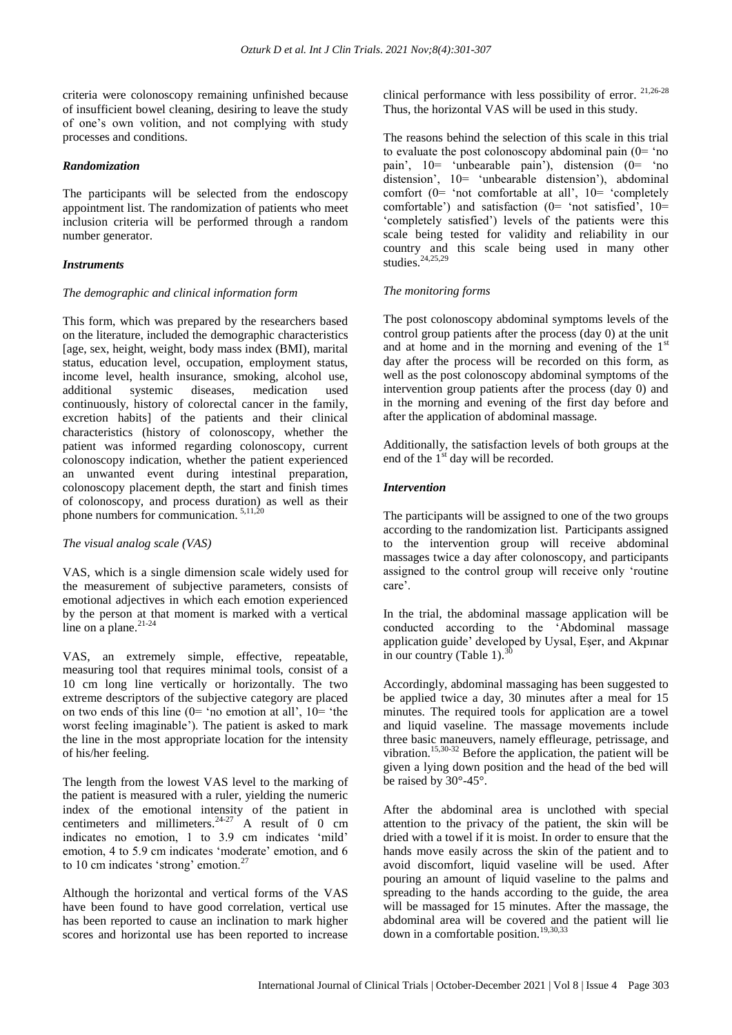criteria were colonoscopy remaining unfinished because of insufficient bowel cleaning, desiring to leave the study of one's own volition, and not complying with study processes and conditions.

### *Randomization*

The participants will be selected from the endoscopy appointment list. The randomization of patients who meet inclusion criteria will be performed through a random number generator.

### *Instruments*

#### *The demographic and clinical information form*

This form, which was prepared by the researchers based on the literature, included the demographic characteristics [age, sex, height, weight, body mass index (BMI), marital status, education level, occupation, employment status, income level, health insurance, smoking, alcohol use, additional systemic diseases, medication used continuously, history of colorectal cancer in the family, excretion habits] of the patients and their clinical characteristics (history of colonoscopy, whether the patient was informed regarding colonoscopy, current colonoscopy indication, whether the patient experienced an unwanted event during intestinal preparation, colonoscopy placement depth, the start and finish times of colonoscopy, and process duration) as well as their phone numbers for communication.[5,11,20]

#### *The visual analog scale (VAS)*

VAS, which is a single dimension scale widely used for the measurement of subjective parameters, consists of emotional adjectives in which each emotion experienced by the person at that moment is marked with a vertical line on a plane.[21-24]

VAS, an extremely simple, effective, repeatable, measuring tool that requires minimal tools, consist of a 10 cm long line vertically or horizontally. The two extreme descriptors of the subjective category are placed on two ends of this line (0= 'no emotion at all', 10= 'the worst feeling imaginable'). The patient is asked to mark the line in the most appropriate location for the intensity of his/her feeling.

The length from the lowest VAS level to the marking of the patient is measured with a ruler, yielding the numeric index of the emotional intensity of the patient in centimeters and millimeters.[24-27] A result of 0 cm indicates no emotion, 1 to 3.9 cm indicates 'mild' emotion, 4 to 5.9 cm indicates 'moderate' emotion, and 6 to 10 cm indicates 'strong' emotion.[27]

Although the horizontal and vertical forms of the VAS have been found to have good correlation, vertical use has been reported to cause an inclination to mark higher scores and horizontal use has been reported to increase clinical performance with less possibility of error.[21,26-28] Thus, the horizontal VAS will be used in this study.

The reasons behind the selection of this scale in this trial to evaluate the post colonoscopy abdominal pain (0= 'no pain', 10= 'unbearable pain'), distension (0= 'no distension', 10= 'unbearable distension'), abdominal comfort (0= 'not comfortable at all', 10= 'completely comfortable') and satisfaction (0= 'not satisfied', 10= 'completely satisfied') levels of the patients were this scale being tested for validity and reliability in our country and this scale being used in many other studies.[24,25,29]

#### *The monitoring forms*

The post colonoscopy abdominal symptoms levels of the control group patients after the process (day 0) at the unit and at home and in the morning and evening of the 1st day after the process will be recorded on this form, as well as the post colonoscopy abdominal symptoms of the intervention group patients after the process (day 0) and in the morning and evening of the first day before and after the application of abdominal massage.

Additionally, the satisfaction levels of both groups at the end of the 1st day will be recorded.

### *Intervention*

The participants will be assigned to one of the two groups according to the randomization list. Participants assigned to the intervention group will receive abdominal massages twice a day after colonoscopy, and participants assigned to the control group will receive only 'routine care'.

In the trial, the abdominal massage application will be conducted according to the 'Abdominal massage application guide' developed by Uysal, Eşer, and Akpınar in our country (Table 1).[30]

Accordingly, abdominal massaging has been suggested to be applied twice a day, 30 minutes after a meal for 15 minutes. The required tools for application are a towel and liquid vaseline. The massage movements include three basic maneuvers, namely effleurage, petrissage, and vibration.[15,30-32] Before the application, the patient will be given a lying down position and the head of the bed will be raised by 30°-45°.

After the abdominal area is unclothed with special attention to the privacy of the patient, the skin will be dried with a towel if it is moist. In order to ensure that the hands move easily across the skin of the patient and to avoid discomfort, liquid vaseline will be used. After pouring an amount of liquid vaseline to the palms and spreading to the hands according to the guide, the area will be massaged for 15 minutes. After the massage, the abdominal area will be covered and the patient will lie down in a comfortable position.[19,30,33]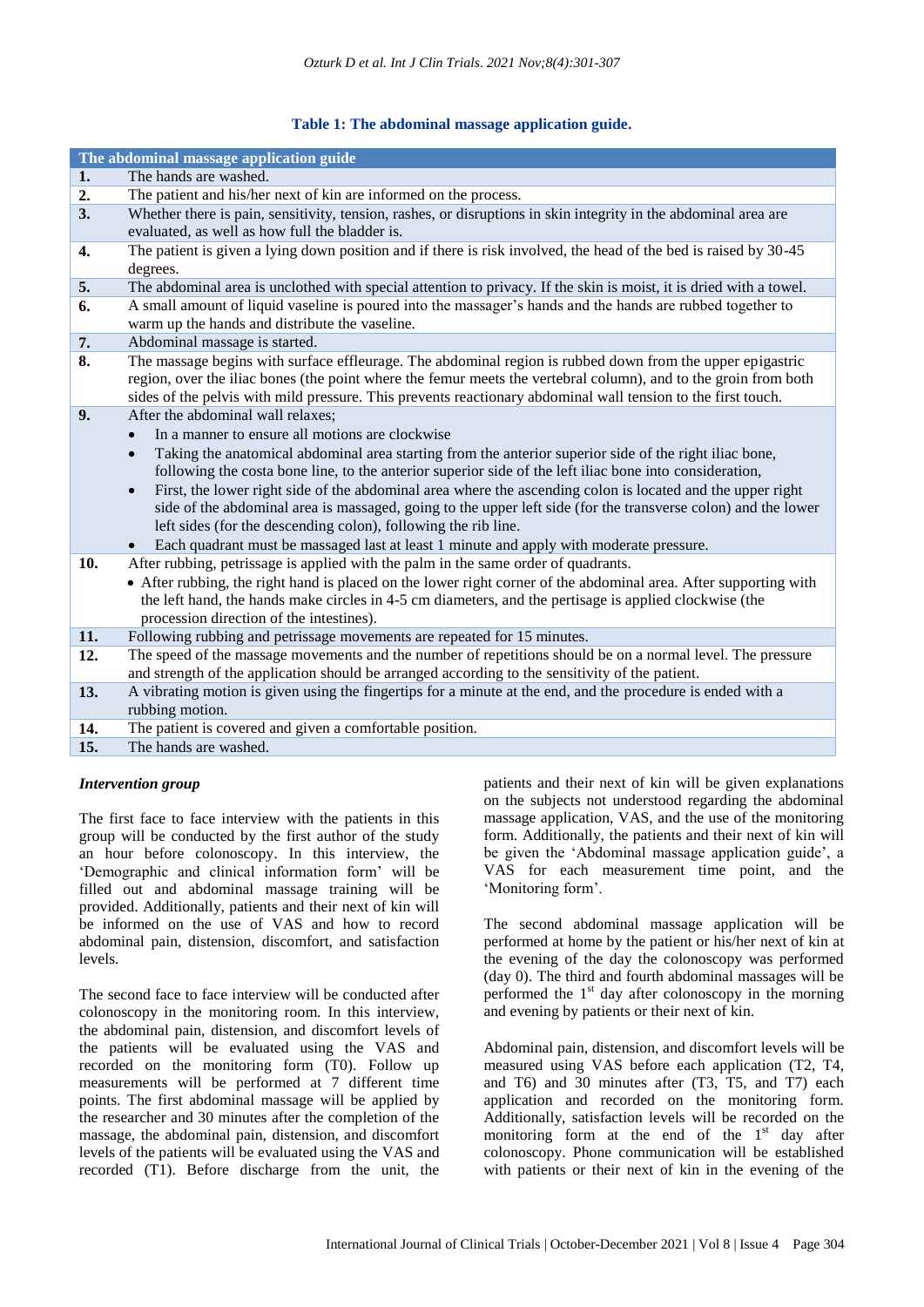**Table 1: The abdominal massage application guide.**

| The abdominal massage application guide | |
|---|---|
| **1.** | The hands are washed. |
| **2.** | The patient and his/her next of kin are informed on the process. |
| **3.** | Whether there is pain, sensitivity, tension, rashes, or disruptions in skin integrity in the abdominal area are evaluated, as well as how full the bladder is. |
| **4.** | The patient is given a lying down position and if there is risk involved, the head of the bed is raised by 30-45 degrees. |
| **5.** | The abdominal area is unclothed with special attention to privacy. If the skin is moist, it is dried with a towel. |
| **6.** | A small amount of liquid vaseline is poured into the massager's hands and the hands are rubbed together to warm up the hands and distribute the vaseline. |
| **7.** | Abdominal massage is started. |
| **8.** | The massage begins with surface effleurage. The abdominal region is rubbed down from the upper epigastric region, over the iliac bones (the point where the femur meets the vertebral column), and to the groin from both sides of the pelvis with mild pressure. This prevents reactionary abdominal wall tension to the first touch. |
| **9.** | After the abdominal wall relaxes; • In a manner to ensure all motions are clockwise • Taking the anatomical abdominal area starting from the anterior superior side of the right iliac bone, following the costa bone line, to the anterior superior side of the left iliac bone into consideration, • First, the lower right side of the abdominal area where the ascending colon is located and the upper right side of the abdominal area is massaged, going to the upper left side (for the transverse colon) and the lower left sides (for the descending colon), following the rib line. • Each quadrant must be massaged last at least 1 minute and apply with moderate pressure. |
| **10.** | After rubbing, petrissage is applied with the palm in the same order of quadrants. • After rubbing, the right hand is placed on the lower right corner of the abdominal area. After supporting with the left hand, the hands make circles in 4-5 cm diameters, and the pertisage is applied clockwise (the procession direction of the intestines). |
| **11.** | Following rubbing and petrissage movements are repeated for 15 minutes. |
| **12.** | The speed of the massage movements and the number of repetitions should be on a normal level. The pressure and strength of the application should be arranged according to the sensitivity of the patient. |
| **13.** | A vibrating motion is given using the fingertips for a minute at the end, and the procedure is ended with a rubbing motion. |
| **14.** | The patient is covered and given a comfortable position. |
| **15.** | The hands are washed. |

### *Intervention group*

The first face to face interview with the patients in this group will be conducted by the first author of the study an hour before colonoscopy. In this interview, the 'Demographic and clinical information form' will be filled out and abdominal massage training will be provided. Additionally, patients and their next of kin will be informed on the use of VAS and how to record abdominal pain, distension, discomfort, and satisfaction levels.

The second face to face interview will be conducted after colonoscopy in the monitoring room. In this interview, the abdominal pain, distension, and discomfort levels of the patients will be evaluated using the VAS and recorded on the monitoring form (T0). Follow up measurements will be performed at 7 different time points. The first abdominal massage will be applied by the researcher and 30 minutes after the completion of the massage, the abdominal pain, distension, and discomfort levels of the patients will be evaluated using the VAS and recorded (T1). Before discharge from the unit, the patients and their next of kin will be given explanations on the subjects not understood regarding the abdominal massage application, VAS, and the use of the monitoring form. Additionally, the patients and their next of kin will be given the 'Abdominal massage application guide', a VAS for each measurement time point, and the 'Monitoring form'.

The second abdominal massage application will be performed at home by the patient or his/her next of kin at the evening of the day the colonoscopy was performed (day 0). The third and fourth abdominal massages will be performed the 1st day after colonoscopy in the morning and evening by patients or their next of kin.

Abdominal pain, distension, and discomfort levels will be measured using VAS before each application (T2, T4, and T6) and 30 minutes after (T3, T5, and T7) each application and recorded on the monitoring form. Additionally, satisfaction levels will be recorded on the monitoring form at the end of the 1st day after colonoscopy. Phone communication will be established with patients or their next of kin in the evening of the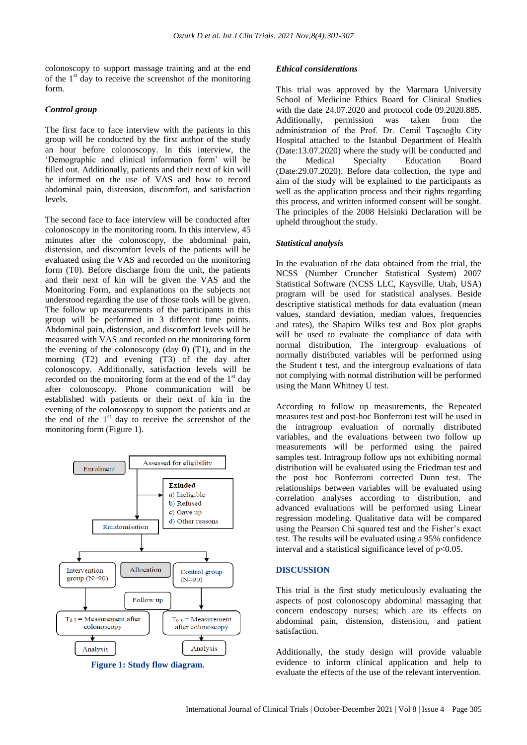colonoscopy to support massage training and at the end of the 1st day to receive the screenshot of the monitoring form.

### *Control group*

The first face to face interview with the patients in this group will be conducted by the first author of the study an hour before colonoscopy. In this interview, the 'Demographic and clinical information form' will be filled out. Additionally, patients and their next of kin will be informed on the use of VAS and how to record abdominal pain, distension, discomfort, and satisfaction levels.

The second face to face interview will be conducted after colonoscopy in the monitoring room. In this interview, 45 minutes after the colonoscopy, the abdominal pain, distension, and discomfort levels of the patients will be evaluated using the VAS and recorded on the monitoring form (T0). Before discharge from the unit, the patients and their next of kin will be given the VAS and the Monitoring Form, and explanations on the subjects not understood regarding the use of those tools will be given. The follow up measurements of the participants in this group will be performed in 3 different time points. Abdominal pain, distension, and discomfort levels will be measured with VAS and recorded on the monitoring form the evening of the colonoscopy (day 0) (T1), and in the morning (T2) and evening (T3) of the day after colonoscopy. Additionally, satisfaction levels will be recorded on the monitoring form at the end of the 1st day after colonoscopy. Phone communication will be established with patients or their next of kin in the evening of the colonoscopy to support the patients and at the end of the 1st day to receive the screenshot of the monitoring form (Figure 1).

**Figure 1: Study flow diagram.**

### *Ethical considerations*

This trial was approved by the Marmara University School of Medicine Ethics Board for Clinical Studies with the date 24.07.2020 and protocol code 09.2020.885. Additionally, permission was taken from the administration of the Prof. Dr. Cemil Taşcıoğlu City Hospital attached to the Istanbul Department of Health (Date:13.07.2020) where the study will be conducted and the Medical Specialty Education Board (Date:29.07.2020). Before data collection, the type and aim of the study will be explained to the participants as well as the application process and their rights regarding this process, and written informed consent will be sought. The principles of the 2008 Helsinki Declaration will be upheld throughout the study.

### *Statistical analysis*

In the evaluation of the data obtained from the trial, the NCSS (Number Cruncher Statistical System) 2007 Statistical Software (NCSS LLC, Kaysville, Utah, USA) program will be used for statistical analyses. Beside descriptive statistical methods for data evaluation (mean values, standard deviation, median values, frequencies and rates), the Shapiro Wilks test and Box plot graphs will be used to evaluate the compliance of data with normal distribution. The intergroup evaluations of normally distributed variables will be performed using the Student t test, and the intergroup evaluations of data not complying with normal distribution will be performed using the Mann Whitney U test.

According to follow up measurements, the Repeated measures test and post-hoc Bonferroni test will be used in the intragroup evaluation of normally distributed variables, and the evaluations between two follow up measurements will be performed using the paired samples test. Intragroup follow ups not exhibiting normal distribution will be evaluated using the Friedman test and the post hoc Bonferroni corrected Dunn test. The relationships between variables will be evaluated using correlation analyses according to distribution, and advanced evaluations will be performed using Linear regression modeling. Qualitative data will be compared using the Pearson Chi squared test and the Fisher's exact test. The results will be evaluated using a 95% confidence interval and a statistical significance level of $p<0.05$.

## DISCUSSION

This trial is the first study meticulously evaluating the aspects of post colonoscopy abdominal massaging that concern endoscopy nurses; which are its effects on abdominal pain, distension, distension, and patient satisfaction.

Additionally, the study design will provide valuable evidence to inform clinical application and help to evaluate the effects of the use of the relevant intervention.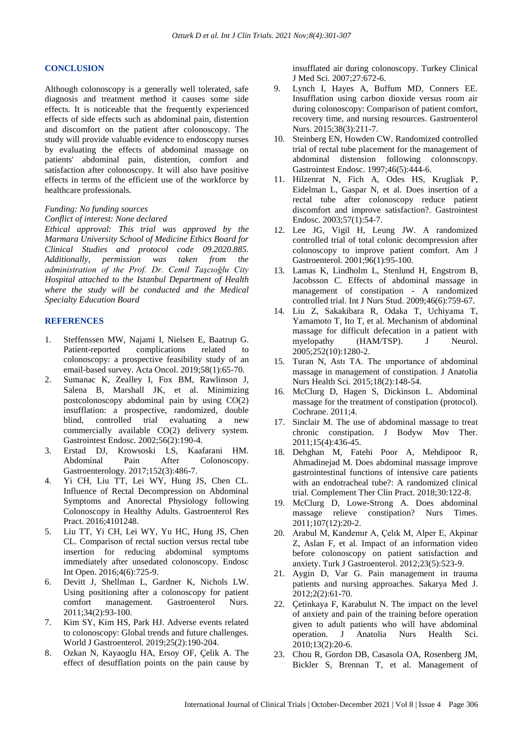## CONCLUSION

Although colonoscopy is a generally well tolerated, safe diagnosis and treatment method it causes some side effects. It is noticeable that the frequently experienced effects of side effects such as abdominal pain, distention and discomfort on the patient after colonoscopy. The study will provide valuable evidence to endoscopy nurses by evaluating the effects of abdominal massage on patients' abdominal pain, distention, comfort and satisfaction after colonoscopy. It will also have positive effects in terms of the efficient use of the workforce by healthcare professionals.

*Funding: No funding sources*
*Conflict of interest: None declared*
*Ethical approval: This trial was approved by the Marmara University School of Medicine Ethics Board for Clinical Studies and protocol code 09.2020.885. Additionally, permission was taken from the administration of the Prof. Dr. Cemil Taşcıoğlu City Hospital attached to the Istanbul Department of Health where the study will be conducted and the Medical Specialty Education Board*

## REFERENCES

1. Steffenssen MW, Najami I, Nielsen E, Baatrup G. Patient-reported complications related to colonoscopy: a prospective feasibility study of an email-based survey. Acta Oncol. 2019;58(1):65-70.
2. Sumanac K, Zealley I, Fox BM, Rawlinson J, Salena B, Marshall JK, et al. Minimizing postcolonoscopy abdominal pain by using CO(2) insufflation: a prospective, randomized, double blind, controlled trial evaluating a new commercially available CO(2) delivery system. Gastrointest Endosc. 2002;56(2):190-4.
3. Erstad DJ, Krowsoski LS, Kaafarani HM. Abdominal Pain After Colonoscopy. Gastroenterology. 2017;152(3):486-7.
4. Yi CH, Liu TT, Lei WY, Hung JS, Chen CL. Influence of Rectal Decompression on Abdominal Symptoms and Anorectal Physiology following Colonoscopy in Healthy Adults. Gastroenterol Res Pract. 2016;4101248.
5. Liu TT, Yi CH, Lei WY, Yu HC, Hung JS, Chen CL. Comparison of rectal suction versus rectal tube insertion for reducing abdominal symptoms immediately after unsedated colonoscopy. Endosc Int Open. 2016;4(6):725-9.
6. Devitt J, Shellman L, Gardner K, Nichols LW. Using positioning after a colonoscopy for patient comfort management. Gastroenterol Nurs. 2011;34(2):93-100.
7. Kim SY, Kim HS, Park HJ. Adverse events related to colonoscopy: Global trends and future challenges. World J Gastroenterol. 2019;25(2):190-204.
8. Ozkan N, Kayaoglu HA, Ersoy OF, Çelik A. The effect of desufflation points on the pain cause by insufflated air during colonoscopy. Turkey Clinical J Med Sci. 2007;27:672-6.
9. Lynch I, Hayes A, Buffum MD, Conners EE. Insufflation using carbon dioxide versus room air during colonoscopy: Comparison of patient comfort, recovery time, and nursing resources. Gastroenterol Nurs. 2015;38(3):211-7.
10. Steinberg EN, Howden CW. Randomized controlled trial of rectal tube placement for the management of abdominal distension following colonoscopy. Gastrointest Endosc. 1997;46(5):444-6.
11. Hilzenrat N, Fich A, Odes HS, Krugliak P, Eidelman L, Gaspar N, et al. Does insertion of a rectal tube after colonoscopy reduce patient discomfort and improve satisfaction?. Gastrointest Endosc. 2003;57(1):54-7.
12. Lee JG, Vigil H, Leung JW. A randomized controlled trial of total colonic decompression after colonoscopy to improve patient comfort. Am J Gastroenterol. 2001;96(1):95-100.
13. Lamas K, Lindholm L, Stenlund H, Engstrom B, Jacobsson C. Effects of abdominal massage in management of constipation - A randomized controlled trial. Int J Nurs Stud. 2009;46(6):759-67.
14. Liu Z, Sakakibara R, Odaka T, Uchiyama T, Yamamoto T, Ito T, et al. Mechanism of abdominal massage for difficult defecation in a patient with myelopathy (HAM/TSP). J Neurol. 2005;252(10):1280-2.
15. Turan N, Astı TA. The ımportance of abdominal massage in management of constipation. J Anatolia Nurs Health Sci. 2015;18(2):148-54.
16. McClurg D, Hagen S, Dickinson L. Abdominal massage for the treatment of constipation (protocol). Cochrane. 2011;4.
17. Sinclair M. The use of abdominal massage to treat chronic constipation. J Bodyw Mov Ther. 2011;15(4):436-45.
18. Dehghan M, Fatehi Poor A, Mehdipoor R, Ahmadinejad M. Does abdominal massage improve gastrointestinal functions of intensive care patients with an endotracheal tube?: A randomized clinical trial. Complement Ther Clin Pract. 2018;30:122-8.
19. McClurg D, Lowe-Strong A. Does abdominal massage relieve constipation? Nurs Times. 2011;107(12):20-2.
20. Arabul M, Kandemır A, Çelık M, Alper E, Akpinar Z, Aslan F, et al. Impact of an information video before colonoscopy on patient satisfaction and anxiety. Turk J Gastroenterol. 2012;23(5):523-9.
21. Aygin D, Var G. Pain management in trauma patients and nursing approaches. Sakarya Med J. 2012;2(2):61-70.
22. Çetinkaya F, Karabulut N. The impact on the level of anxiety and pain of the training before operation given to adult patients who will have abdominal operation. J Anatolia Nurs Health Sci. 2010;13(2):20-6.
23. Chou R, Gordon DB, Casasola OA, Rosenberg JM, Bickler S, Brennan T, et al. Management of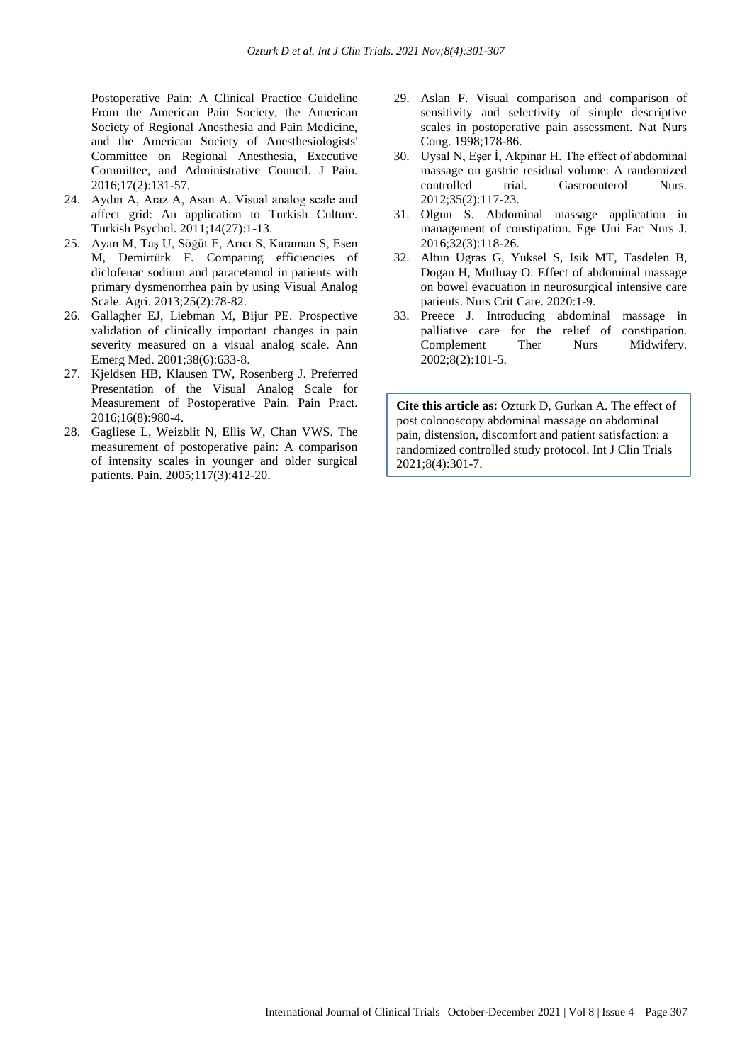Postoperative Pain: A Clinical Practice Guideline From the American Pain Society, the American Society of Regional Anesthesia and Pain Medicine, and the American Society of Anesthesiologists' Committee on Regional Anesthesia, Executive Committee, and Administrative Council. J Pain. 2016;17(2):131-57.

24. Aydın A, Araz A, Asan A. Visual analog scale and affect grid: An application to Turkish Culture. Turkish Psychol. 2011;14(27):1-13.
25. Ayan M, Taş U, Söğüt E, Arıcı S, Karaman S, Esen M, Demirtürk F. Comparing efficiencies of diclofenac sodium and paracetamol in patients with primary dysmenorrhea pain by using Visual Analog Scale. Agri. 2013;25(2):78-82.
26. Gallagher EJ, Liebman M, Bijur PE. Prospective validation of clinically important changes in pain severity measured on a visual analog scale. Ann Emerg Med. 2001;38(6):633-8.
27. Kjeldsen HB, Klausen TW, Rosenberg J. Preferred Presentation of the Visual Analog Scale for Measurement of Postoperative Pain. Pain Pract. 2016;16(8):980-4.
28. Gagliese L, Weizblit N, Ellis W, Chan VWS. The measurement of postoperative pain: A comparison of intensity scales in younger and older surgical patients. Pain. 2005;117(3):412-20.
29. Aslan F. Visual comparison and comparison of sensitivity and selectivity of simple descriptive scales in postoperative pain assessment. Nat Nurs Cong. 1998;178-86.
30. Uysal N, Eşer İ, Akpinar H. The effect of abdominal massage on gastric residual volume: A randomized controlled trial. Gastroenterol Nurs. 2012;35(2):117-23.
31. Olgun S. Abdominal massage application in management of constipation. Ege Uni Fac Nurs J. 2016;32(3):118-26.
32. Altun Ugras G, Yüksel S, Isik MT, Tasdelen B, Dogan H, Mutluay O. Effect of abdominal massage on bowel evacuation in neurosurgical intensive care patients. Nurs Crit Care. 2020:1-9.
33. Preece J. Introducing abdominal massage in palliative care for the relief of constipation. Complement Ther Nurs Midwifery. 2002;8(2):101-5.

**Cite this article as:** Ozturk D, Gurkan A. The effect of post colonoscopy abdominal massage on abdominal pain, distension, discomfort and patient satisfaction: a randomized controlled study protocol. Int J Clin Trials 2021;8(4):301-7.